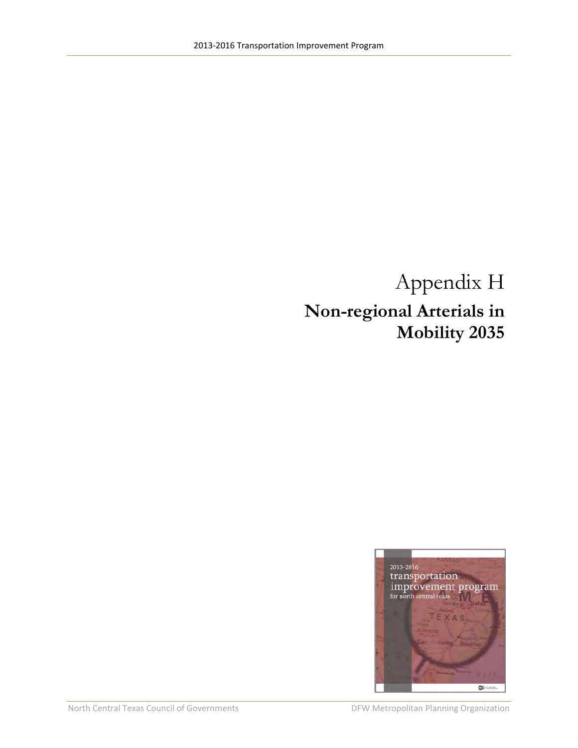# Appendix H

## Non-regional Arterials in Mobility 2035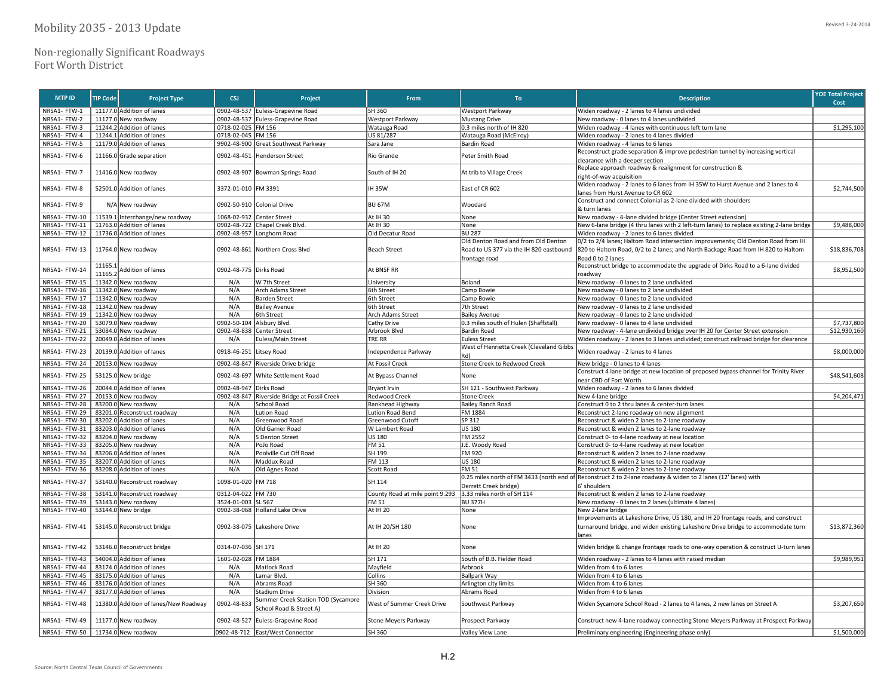# Mobility 2035 - 2013 Update

## Non-regionally Significant Roadways
## Fort Worth District

Revised 3-24-2014

| MTP ID | TIP Code | Project Type | CSJ | Project | From | To | Description | YOE Total Project Cost |
|---|---|---|---|---|---|---|---|---|
| NRSA1- FTW-1 | 11177.0 | Addition of lanes | 0902-48-537 | Euless-Grapevine Road | SH 360 | Westport Parkway | Widen roadway - 2 lanes to 4 lanes undivided | |
| NRSA1- FTW-2 | 11177.0 | New roadway | 0902-48-537 | Euless-Grapevine Road | Westport Parkway | Mustang Drive | New roadway - 0 lanes to 4 lanes undivided | |
| NRSA1- FTW-3 | 11244.2 | Addition of lanes | 0718-02-025 | FM 156 | Watauga Road | 0.3 miles north of IH 820 | Widen roadway - 4 lanes with continuous left turn lane | $1,295,100 |
| NRSA1- FTW-4 | 11244.1 | Addition of lanes | 0718-02-045 | FM 156 | US 81/287 | Watauga Road (McElroy) | Widen roadway - 2 lanes to 4 lanes divided | |
| NRSA1- FTW-5 | 11179.0 | Addition of lanes | 9902-48-900 | Great Southwest Parkway | Sara Jane | Bardin Road | Widen roadway - 4 lanes to 6 lanes | |
| NRSA1- FTW-6 | 11166.0 | Grade separation | 0902-48-451 | Henderson Street | Rio Grande | Peter Smith Road | Reconstruct grade separation & improve pedestrian tunnel by increasing vertical clearance with a deeper section | |
| NRSA1- FTW-7 | 11416.0 | New roadway | 0902-48-907 | Bowman Springs Road | South of IH 20 | At trib to Village Creek | Replace approach roadway & realignment for construction & right-of-way acquisition | |
| NRSA1- FTW-8 | 52501.0 | Addition of lanes | 3372-01-010 | FM 3391 | IH 35W | East of CR 602 | Widen roadway - 2 lanes to 6 lanes from IH 35W to Hurst Avenue and 2 lanes to 4 lanes from Hurst Avenue to CR 602 | $2,744,500 |
| NRSA1- FTW-9 | N/A | New roadway | 0902-50-910 | Colonial Drive | BU 67M | Woodard | Construct and connect Colonial as 2-lane divided with shoulders & turn lanes | |
| NRSA1- FTW-10 | 11539.1 | Interchange/new roadway | 1068-02-932 | Center Street | At IH 30 | None | New roadway - 4-lane divided bridge (Center Street extension) | |
| NRSA1- FTW-11 | 11763.0 | Addition of lanes | 0902-48-722 | Chapel Creek Blvd. | At IH 30 | None | New 6-lane bridge (4 thru lanes with 2 left-turn lanes) to replace existing 2-lane bridge | $9,488,000 |
| NRSA1- FTW-12 | 11736.0 | Addition of lanes | 0902-48-957 | Longhorn Road | Old Decatur Road | BU 287 | Widen roadway - 2 lanes to 6 lanes divided | |
| NRSA1- FTW-13 | 11764.0 | New roadway | 0902-48-861 | Northern Cross Blvd | Beach Street | Old Denton Road and from Old Denton Road to US 377 via the IH 820 eastbound frontage road | 0/2 to 2/4 lanes; Haltom Road intersection improvements; Old Denton Road from IH 820 to Haltom Road, 0/2 to 2 lanes; and North Backage Road from IH 820 to Haltom Road 0 to 2 lanes | $18,836,708 |
| NRSA1- FTW-14 | 11165.1 11165.2 | Addition of lanes | 0902-48-775 | Dirks Road | At BNSF RR | | Reconstruct bridge to accommodate the upgrade of Dirks Road to a 6-lane divided roadway | $8,952,500 |
| NRSA1- FTW-15 | 11342.0 | New roadway | N/A | W 7th Street | University | Boland | New roadway - 0 lanes to 2 lane undivided | |
| NRSA1- FTW-16 | 11342.0 | New roadway | N/A | Arch Adams Street | 6th Street | Camp Bowie | New roadway - 0 lanes to 2 lane undivided | |
| NRSA1- FTW-17 | 11342.0 | New roadway | N/A | Barden Street | 6th Street | Camp Bowie | New roadway - 0 lanes to 2 lane undivided | |
| NRSA1- FTW-18 | 11342.0 | New roadway | N/A | Bailey Avenue | 6th Street | 7th Street | New roadway - 0 lanes to 2 lane undivided | |
| NRSA1- FTW-19 | 11342.0 | New roadway | N/A | 6th Street | Arch Adams Street | Bailey Avenue | New roadway - 0 lanes to 2 lane undivided | |
| NRSA1- FTW-20 | 53079.0 | New roadway | 0902-50-104 | Alsbury Blvd. | Cathy Drive | 0.3 miles south of Hulen (Shaffstall) | New roadway - 0 lanes to 4 lane undivided | $7,737,800 |
| NRSA1- FTW-21 | 53084.0 | New roadway | 0902-48-838 | Center Street | Arbrook Blvd | Bardin Road | New roadway - 4-lane undivided bridge over IH 20 for Center Street extension | $12,930,160 |
| NRSA1- FTW-22 | 20049.0 | Addition of lanes | N/A | Euless/Main Street | TRE RR | Euless Street | Widen roadway - 2 lanes to 3 lanes undivided; construct railroad bridge for clearance | |
| NRSA1- FTW-23 | 20139.0 | Addition of lanes | 0918-46-251 | Litsey Road | Independence Parkway | West of Henrietta Creek (Cleveland Gibbs Rd) | Widen roadway - 2 lanes to 4 lanes | $8,000,000 |
| NRSA1- FTW-24 | 20153.0 | New roadway | 0902-48-847 | Riverside Drive bridge | At Fossil Creek | Stone Creek to Redwood Creek | New bridge - 0 lanes to 4 lanes | |
| NRSA1- FTW-25 | 53125.0 | New bridge | 0902-48-697 | White Settlement Road | At Bypass Channel | None | Construct 4 lane bridge at new location of proposed bypass channel for Trinity River near CBD of Fort Worth | $48,541,608 |
| NRSA1- FTW-26 | 20044.0 | Addition of lanes | 0902-48-947 | Dirks Road | Bryant Irvin | SH 121 - Southwest Parkway | Widen roadway - 2 lanes to 6 lanes divided | |
| NRSA1- FTW-27 | 20153.0 | New roadway | 0902-48-847 | Riverside Bridge at Fossil Creek | Redwood Creek | Stone Creek | New 4-lane bridge | $4,204,471 |
| NRSA1- FTW-28 | 83200.0 | New roadway | N/A | School Road | Bankhead Highway | Bailey Ranch Road | Construct 0 to 2 thru lanes & center-turn lanes | |
| NRSA1- FTW-29 | 83201.0 | Reconstruct roadway | N/A | Lution Road | Lution Road Bend | FM 1884 | Reconstruct 2-lane roadway on new alignment | |
| NRSA1- FTW-30 | 83202.0 | Addition of lanes | N/A | Greenwood Road | Greenwood Cutoff | SP 312 | Reconstruct & widen 2 lanes to 2-lane roadway | |
| NRSA1- FTW-31 | 83203.0 | Addition of lanes | N/A | Old Garner Road | W Lambert Road | US 180 | Reconstruct & widen 2 lanes to 2-lane roadway | |
| NRSA1- FTW-32 | 83204.0 | New roadway | N/A | S Denton Street | US 180 | FM 2552 | Construct 0- to 4-lane roadway at new location | |
| NRSA1- FTW-33 | 83205.0 | New roadway | N/A | PoJo Road | FM 51 | J.E. Woody Road | Construct 0- to 4-lane roadway at new location | |
| NRSA1- FTW-34 | 83206.0 | Addition of lanes | N/A | Poolville Cut Off Road | SH 199 | FM 920 | Reconstruct & widen 2 lanes to 2-lane roadway | |
| NRSA1- FTW-35 | 83207.0 | Addition of lanes | N/A | Maddux Road | FM 113 | US 180 | Reconstruct & widen 2 lanes to 2-lane roadway | |
| NRSA1- FTW-36 | 83208.0 | Addition of lanes | N/A | Old Agnes Road | Scott Road | FM 51 | Reconstruct & widen 2 lanes to 2-lane roadway | |
| NRSA1- FTW-37 | 53140.0 | Reconstruct roadway | 1098-01-020 | FM 718 | SH 114 | 0.25 miles north of FM 3433 (north end of Derrett Creek bridge) | Reconstruct 2 to 2-lane roadway & widen to 2 lanes (12' lanes) with 6' shoulders | |
| NRSA1- FTW-38 | 53141.0 | Reconstruct roadway | 0312-04-022 | FM 730 | County Road at mile point 9.293 | 3.33 miles north of SH 114 | Reconstruct & widen 2 lanes to 2-lane roadway | |
| NRSA1- FTW-39 | 53143.0 | New roadway | 3524-01-003 | SL 567 | FM 51 | BU 377H | New roadway - 0 lanes to 2 lanes (ultimate 4 lanes) | |
| NRSA1- FTW-40 | 53144.0 | New bridge | 0902-38-068 | Holland Lake Drive | At IH 20 | None | New 2-lane bridge | |
| NRSA1- FTW-41 | 53145.0 | Reconstruct bridge | 0902-38-075 | Lakeshore Drive | At IH 20/SH 180 | None | Improvements at Lakeshore Drive, US 180, and IH 20 frontage roads, and construct turnaround bridge, and widen existing Lakeshore Drive bridge to accommodate turn lanes | $13,872,360 |
| NRSA1- FTW-42 | 53146.0 | Reconstruct bridge | 0314-07-036 | SH 171 | At IH 20 | None | Widen bridge & change frontage roads to one-way operation & construct U-turn lanes | |
| NRSA1- FTW-43 | 54004.0 | Addition of lanes | 1601-02-028 | FM 1884 | SH 171 | South of B.B. Fielder Road | Widen roadway - 2 lanes to 4 lanes with raised median | $9,989,951 |
| NRSA1- FTW-44 | 83174.0 | Addition of lanes | N/A | Matlock Road | Mayfield | Arbrook | Widen from 4 to 6 lanes | |
| NRSA1- FTW-45 | 83175.0 | Addition of lanes | N/A | Lamar Blvd. | Collins | Ballpark Way | Widen from 4 to 6 lanes | |
| NRSA1- FTW-46 | 83176.0 | Addition of lanes | N/A | Abrams Road | SH 360 | Arlington city limits | Widen from 4 to 6 lanes | |
| NRSA1- FTW-47 | 83177.0 | Addition of lanes | N/A | Stadium Drive | Division | Abrams Road | Widen from 4 to 6 lanes | |
| NRSA1- FTW-48 | 11380.0 | Addition of lanes/New Roadway | 0902-48-833 | Summer Creek Station TOD (Sycamore School Road & Street A) | West of Summer Creek Drive | Southwest Parkway | Widen Sycamore School Road - 2 lanes to 4 lanes, 2 new lanes on Street A | $3,207,650 |
| NRSA1- FTW-49 | 11177.0 | New roadway | 0902-48-527 | Euless-Grapevine Road | Stone Meyers Parkway | Prospect Parkway | Construct new 4-lane roadway connecting Stone Meyers Parkway at Prospect Parkway | |
| NRSA1- FTW-50 | 11734.0 | New roadway | 0902-48-712 | East/West Connector | SH 360 | Valley View Lane | Preliminary engineering (Engineering phase only) | $1,500,000 |

Source: North Central Texas Council of Governments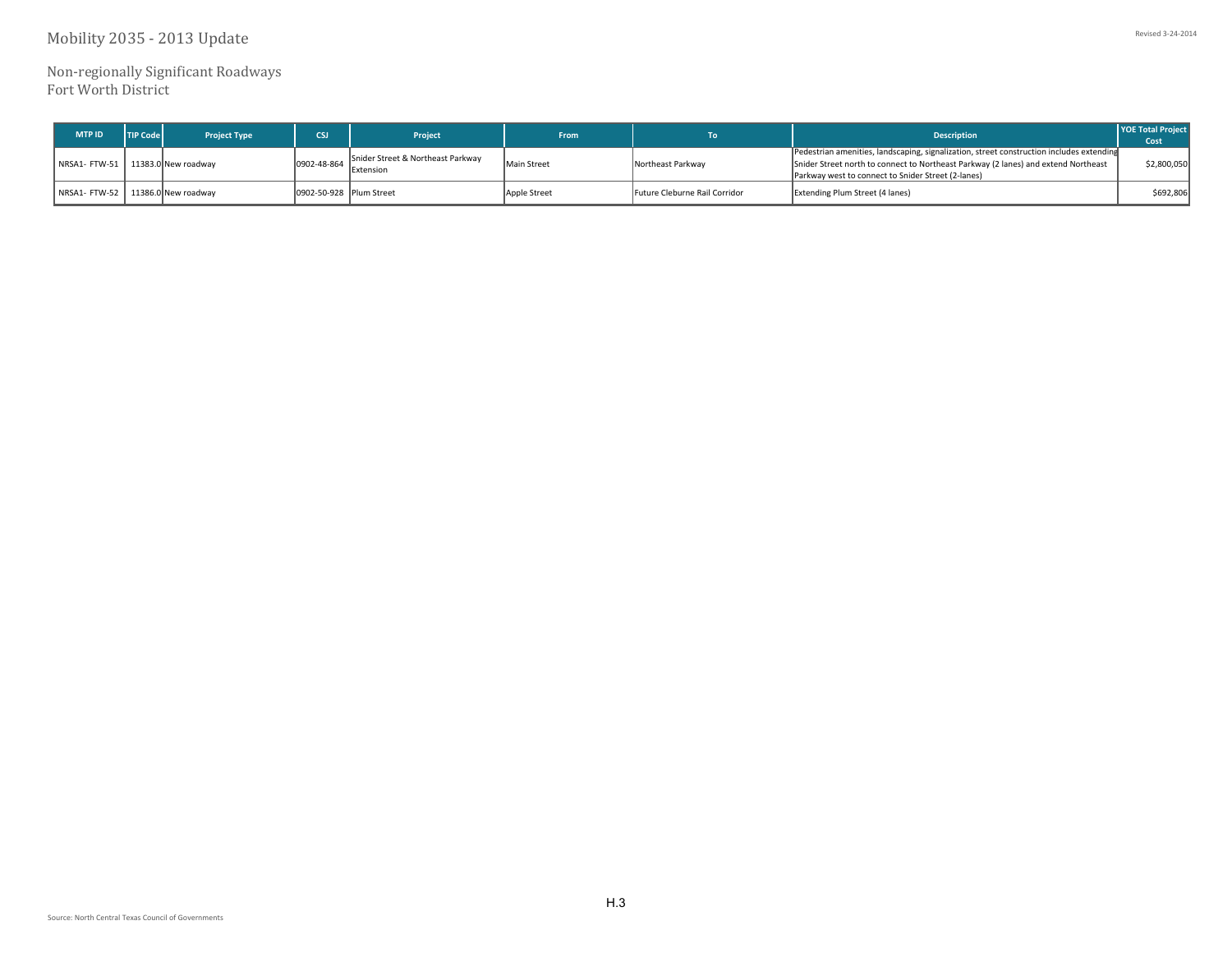# Mobility 2035 - 2013 Update

## Non-regionally Significant Roadways
## Fort Worth District

| MTP ID | TIP Code | Project Type | CSJ | Project | From | To | Description | YOE Total Project Cost |
|---|---|---|---|---|---|---|---|---|
| NRSA1- FTW-51 | 11383.0 | New roadway | 0902-48-864 | Snider Street & Northeast Parkway Extension | Main Street | Northeast Parkway | Pedestrian amenities, landscaping, signalization, street construction includes extending Snider Street north to connect to Northeast Parkway (2 lanes) and extend Northeast Parkway west to connect to Snider Street (2-lanes) | $2,800,050 |
| NRSA1- FTW-52 | 11386.0 | New roadway | 0902-50-928 | Plum Street | Apple Street | Future Cleburne Rail Corridor | Extending Plum Street (4 lanes) | $692,806 |

Source: North Central Texas Council of Governments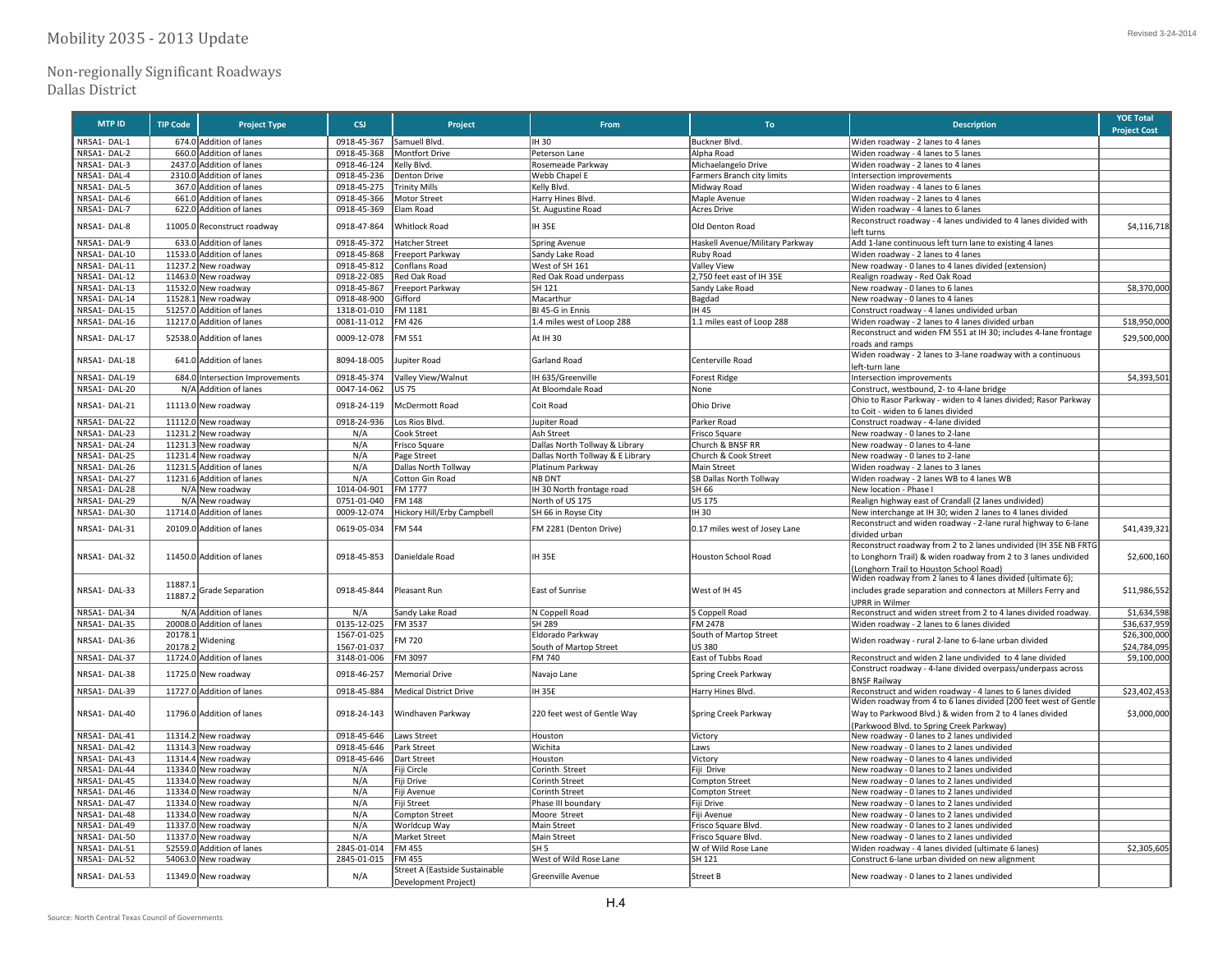# Mobility 2035 - 2013 Update

Revised 3-24-2014

## Non-regionally Significant Roadways
## Dallas District

| MTP ID | TIP Code | Project Type | CSJ | Project | From | To | Description | YOE Total Project Cost |
|---|---|---|---|---|---|---|---|---|
| NRSA1- DAL-1 | 674.0 | Addition of lanes | 0918-45-367 | Samuell Blvd. | IH 30 | Buckner Blvd. | Widen roadway - 2 lanes to 4 lanes | |
| NRSA1- DAL-2 | 660.0 | Addition of lanes | 0918-45-368 | Montfort Drive | Peterson Lane | Alpha Road | Widen roadway - 4 lanes to 5 lanes | |
| NRSA1- DAL-3 | 2437.0 | Addition of lanes | 0918-46-124 | Kelly Blvd. | Rosemeade Parkway | Michaelangelo Drive | Widen roadway - 2 lanes to 4 lanes | |
| NRSA1- DAL-4 | 2310.0 | Addition of lanes | 0918-45-236 | Denton Drive | Webb Chapel E | Farmers Branch city limits | Intersection improvements | |
| NRSA1- DAL-5 | 367.0 | Addition of lanes | 0918-45-275 | Trinity Mills | Kelly Blvd. | Midway Road | Widen roadway - 4 lanes to 6 lanes | |
| NRSA1- DAL-6 | 661.0 | Addition of lanes | 0918-45-366 | Motor Street | Harry Hines Blvd. | Maple Avenue | Widen roadway - 2 lanes to 4 lanes | |
| NRSA1- DAL-7 | 622.0 | Addition of lanes | 0918-45-369 | Elam Road | St. Augustine Road | Acres Drive | Widen roadway - 4 lanes to 6 lanes | |
| NRSA1- DAL-8 | 11005.0 | Reconstruct roadway | 0918-47-864 | Whitlock Road | IH 35E | Old Denton Road | Reconstruct roadway - 4 lanes undivided to 4 lanes divided with left turns | $4,116,718 |
| NRSA1- DAL-9 | 633.0 | Addition of lanes | 0918-45-372 | Hatcher Street | Spring Avenue | Haskell Avenue/Military Parkway | Add 1-lane continuous left turn lane to existing 4 lanes | |
| NRSA1- DAL-10 | 11533.0 | Addition of lanes | 0918-45-868 | Freeport Parkway | Sandy Lake Road | Ruby Road | Widen roadway - 2 lanes to 4 lanes | |
| NRSA1- DAL-11 | 11237.2 | New roadway | 0918-45-812 | Conflans Road | West of SH 161 | Valley View | New roadway - 0 lanes to 4 lanes divided (extension) | |
| NRSA1- DAL-12 | 11463.0 | New roadway | 0918-22-085 | Red Oak Road | Red Oak Road underpass | 2,750 feet east of IH 35E | Realign roadway - Red Oak Road | |
| NRSA1- DAL-13 | 11532.0 | New roadway | 0918-45-867 | Freeport Parkway | SH 121 | Sandy Lake Road | New roadway - 0 lanes to 6 lanes | $8,370,000 |
| NRSA1- DAL-14 | 11528.1 | New roadway | 0918-48-900 | Gifford | Macarthur | Bagdad | New roadway - 0 lanes to 4 lanes | |
| NRSA1- DAL-15 | 51257.0 | Addition of lanes | 1318-01-010 | FM 1181 | BI 45-G in Ennis | IH 45 | Construct roadway - 4 lanes undivided urban | |
| NRSA1- DAL-16 | 11217.0 | Addition of lanes | 0081-11-012 | FM 426 | 1.4 miles west of Loop 288 | 1.1 miles east of Loop 288 | Widen roadway - 2 lanes to 4 lanes divided urban | $18,950,000 |
| NRSA1- DAL-17 | 52538.0 | Addition of lanes | 0009-12-078 | FM 551 | At IH 30 | | Reconstruct and widen FM 551 at IH 30; includes 4-lane frontage roads and ramps | $29,500,000 |
| NRSA1- DAL-18 | 641.0 | Addition of lanes | 8094-18-005 | Jupiter Road | Garland Road | Centerville Road | Widen roadway - 2 lanes to 3-lane roadway with a continuous left-turn lane | |
| NRSA1- DAL-19 | 684.0 | Intersection Improvements | 0918-45-374 | Valley View/Walnut | IH 635/Greenville | Forest Ridge | Intersection improvements | $4,393,501 |
| NRSA1- DAL-20 | N/A | Addition of lanes | 0047-14-062 | US 75 | At Bloomdale Road | None | Construct, westbound, 2- to 4-lane bridge | |
| NRSA1- DAL-21 | 11113.0 | New roadway | 0918-24-119 | McDermott Road | Coit Road | Ohio Drive | Ohio to Rasor Parkway - widen to 4 lanes divided; Rasor Parkway to Coit - widen to 6 lanes divided | |
| NRSA1- DAL-22 | 11112.0 | New roadway | 0918-24-936 | Los Rios Blvd. | Jupiter Road | Parker Road | Construct roadway - 4-lane divided | |
| NRSA1- DAL-23 | 11231.2 | New roadway | N/A | Cook Street | Ash Street | Frisco Square | New roadway - 0 lanes to 2-lane | |
| NRSA1- DAL-24 | 11231.3 | New roadway | N/A | Frisco Square | Dallas North Tollway & Library | Church & BNSF RR | New roadway - 0 lanes to 4-lane | |
| NRSA1- DAL-25 | 11231.4 | New roadway | N/A | Page Street | Dallas North Tollway & E Library | Church & Cook Street | New roadway - 0 lanes to 2-lane | |
| NRSA1- DAL-26 | 11231.5 | Addition of lanes | N/A | Dallas North Tollway | Platinum Parkway | Main Street | Widen roadway - 2 lanes to 3 lanes | |
| NRSA1- DAL-27 | 11231.6 | Addition of lanes | N/A | Cotton Gin Road | NB DNT | SB Dallas North Tollway | Widen roadway - 2 lanes WB to 4 lanes WB | |
| NRSA1- DAL-28 | N/A | New roadway | 1014-04-901 | FM 1777 | IH 30 North frontage road | SH 66 | New location - Phase I | |
| NRSA1- DAL-29 | N/A | New roadway | 0751-01-040 | FM 148 | North of US 175 | US 175 | Realign highway east of Crandall (2 lanes undivided) | |
| NRSA1- DAL-30 | 11714.0 | Addition of lanes | 0009-12-074 | Hickory Hill/Erby Campbell | SH 66 in Royse City | IH 30 | New interchange at IH 30; widen 2 lanes to 4 lanes divided | |
| NRSA1- DAL-31 | 20109.0 | Addition of lanes | 0619-05-034 | FM 544 | FM 2281 (Denton Drive) | 0.17 miles west of Josey Lane | Reconstruct and widen roadway - 2-lane rural highway to 6-lane divided urban | $41,439,321 |
| NRSA1- DAL-32 | 11450.0 | Addition of lanes | 0918-45-853 | Danieldale Road | IH 35E | Houston School Road | Reconstruct roadway from 2 to 2 lanes undivided (IH 35E NB FRTG to Longhorn Trail) & widen roadway from 2 to 3 lanes undivided (Longhorn Trail to Houston School Road) | $2,600,160 |
| NRSA1- DAL-33 | 11887.1 11887.2 | Grade Separation | 0918-45-844 | Pleasant Run | East of Sunrise | West of IH 45 | Widen roadway from 2 lanes to 4 lanes divided (ultimate 6); includes grade separation and connectors at Millers Ferry and UPRR in Wilmer | $11,986,552 |
| NRSA1- DAL-34 | N/A | Addition of lanes | N/A | Sandy Lake Road | N Coppell Road | S Coppell Road | Reconstruct and widen street from 2 to 4 lanes divided roadway. | $1,634,598 |
| NRSA1- DAL-35 | 20008.0 | Addition of lanes | 0135-12-025 | FM 3537 | SH 289 | FM 2478 | Widen roadway - 2 lanes to 6 lanes divided | $36,637,959 |
| NRSA1- DAL-36 | 20178.1 20178.2 | Widening | 1567-01-025 1567-01-037 | FM 720 | Eldorado Parkway South of Martop Street | South of Martop Street US 380 | Widen roadway - rural 2-lane to 6-lane urban divided | $26,300,000 $24,784,095 |
| NRSA1- DAL-37 | 11724.0 | Addition of lanes | 3148-01-006 | FM 3097 | FM 740 | East of Tubbs Road | Reconstruct and widen 2 lane undivided to 4 lane divided | $9,100,000 |
| NRSA1- DAL-38 | 11725.0 | New roadway | 0918-46-257 | Memorial Drive | Navajo Lane | Spring Creek Parkway | Construct roadway - 4-lane divided overpass/underpass across BNSF Railway | |
| NRSA1- DAL-39 | 11727.0 | Addition of lanes | 0918-45-884 | Medical District Drive | IH 35E | Harry Hines Blvd. | Reconstruct and widen roadway - 4 lanes to 6 lanes divided | $23,402,453 |
| NRSA1- DAL-40 | 11796.0 | Addition of lanes | 0918-24-143 | Windhaven Parkway | 220 feet west of Gentle Way | Spring Creek Parkway | Widen roadway from 4 to 6 lanes divided (200 feet west of Gentle Way to Parkwood Blvd.) & widen from 2 to 4 lanes divided (Parkwood Blvd. to Spring Creek Parkway) | $3,000,000 |
| NRSA1- DAL-41 | 11314.2 | New roadway | 0918-45-646 | Laws Street | Houston | Victory | New roadway - 0 lanes to 2 lanes undivided | |
| NRSA1- DAL-42 | 11314.3 | New roadway | 0918-45-646 | Park Street | Wichita | Laws | New roadway - 0 lanes to 2 lanes undivided | |
| NRSA1- DAL-43 | 11314.4 | New roadway | 0918-45-646 | Dart Street | Houston | Victory | New roadway - 0 lanes to 4 lanes undivided | |
| NRSA1- DAL-44 | 11334.0 | New roadway | N/A | Fiji Circle | Corinth Street | Fiji Drive | New roadway - 0 lanes to 2 lanes undivided | |
| NRSA1- DAL-45 | 11334.0 | New roadway | N/A | Fiji Drive | Corinth Street | Compton Street | New roadway - 0 lanes to 2 lanes undivided | |
| NRSA1- DAL-46 | 11334.0 | New roadway | N/A | Fiji Avenue | Corinth Street | Compton Street | New roadway - 0 lanes to 2 lanes undivided | |
| NRSA1- DAL-47 | 11334.0 | New roadway | N/A | Fiji Street | Phase III boundary | Fiji Drive | New roadway - 0 lanes to 2 lanes undivided | |
| NRSA1- DAL-48 | 11334.0 | New roadway | N/A | Compton Street | Moore Street | Fiji Avenue | New roadway - 0 lanes to 2 lanes undivided | |
| NRSA1- DAL-49 | 11337.0 | New roadway | N/A | Worldcup Way | Main Street | Frisco Square Blvd. | New roadway - 0 lanes to 2 lanes undivided | |
| NRSA1- DAL-50 | 11337.0 | New roadway | N/A | Market Street | Main Street | Frisco Square Blvd. | New roadway - 0 lanes to 2 lanes undivided | |
| NRSA1- DAL-51 | 52559.0 | Addition of lanes | 2845-01-014 | FM 455 | SH 5 | W of Wild Rose Lane | Widen roadway - 4 lanes divided (ultimate 6 lanes) | $2,305,605 |
| NRSA1- DAL-52 | 54063.0 | New roadway | 2845-01-015 | FM 455 | West of Wild Rose Lane | SH 121 | Construct 6-lane urban divided on new alignment | |
| NRSA1- DAL-53 | 11349.0 | New roadway | N/A | Street A (Eastside Sustainable Development Project) | Greenville Avenue | Street B | New roadway - 0 lanes to 2 lanes undivided | |

Source: North Central Texas Council of Governments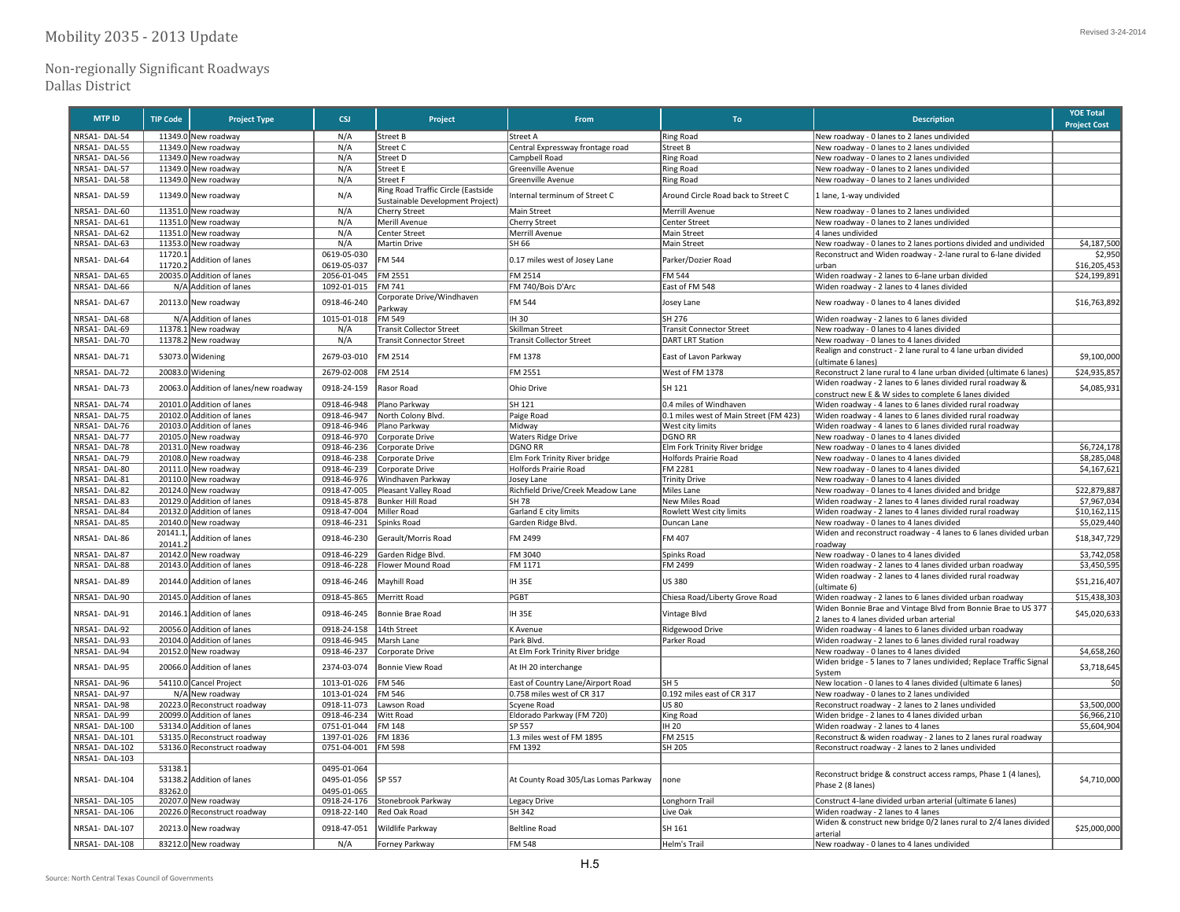# Mobility 2035 - 2013 Update

Revised 3-24-2014

## Non-regionally Significant Roadways
## Dallas District

| MTP ID | TIP Code | Project Type | CSJ | Project | From | To | Description | YOE Total Project Cost |
|---|---|---|---|---|---|---|---|---|
| NRSA1- DAL-54 | 11349.0 | New roadway | N/A | Street B | Street A | Ring Road | New roadway - 0 lanes to 2 lanes undivided | |
| NRSA1- DAL-55 | 11349.0 | New roadway | N/A | Street C | Central Expressway frontage road | Street B | New roadway - 0 lanes to 2 lanes undivided | |
| NRSA1- DAL-56 | 11349.0 | New roadway | N/A | Street D | Campbell Road | Ring Road | New roadway - 0 lanes to 2 lanes undivided | |
| NRSA1- DAL-57 | 11349.0 | New roadway | N/A | Street E | Greenville Avenue | Ring Road | New roadway - 0 lanes to 2 lanes undivided | |
| NRSA1- DAL-58 | 11349.0 | New roadway | N/A | Street F | Greenville Avenue | Ring Road | New roadway - 0 lanes to 2 lanes undivided | |
| NRSA1- DAL-59 | 11349.0 | New roadway | N/A | Ring Road Traffic Circle (Eastside Sustainable Development Project) | Internal terminum of Street C | Around Circle Road back to Street C | 1 lane, 1-way undivided | |
| NRSA1- DAL-60 | 11351.0 | New roadway | N/A | Cherry Street | Main Street | Merrill Avenue | New roadway - 0 lanes to 2 lanes undivided | |
| NRSA1- DAL-61 | 11351.0 | New roadway | N/A | Merill Avenue | Cherry Street | Center Street | New roadway - 0 lanes to 2 lanes undivided | |
| NRSA1- DAL-62 | 11351.0 | New roadway | N/A | Center Street | Merrill Avenue | Main Street | 4 lanes undivided | |
| NRSA1- DAL-63 | 11353.0 | New roadway | N/A | Martin Drive | SH 66 | Main Street | New roadway - 0 lanes to 2 lanes portions divided and undivided | $4,187,500 |
| NRSA1- DAL-64 | 11720.1 11720.2 | Addition of lanes | 0619-05-030 0619-05-037 | FM 544 | 0.17 miles west of Josey Lane | Parker/Dozier Road | Reconstruct and Widen roadway - 2-lane rural to 6-lane divided urban | $2,950 $16,205,453 |
| NRSA1- DAL-65 | 20035.0 | Addition of lanes | 2056-01-045 | FM 2551 | FM 2514 | FM 544 | Widen roadway - 2 lanes to 6-lane urban divided | $24,199,891 |
| NRSA1- DAL-66 | N/A | Addition of lanes | 1092-01-015 | FM 741 | FM 740/Bois D'Arc | East of FM 548 | Widen roadway - 2 lanes to 4 lanes divided | |
| NRSA1- DAL-67 | 20113.0 | New roadway | 0918-46-240 | Corporate Drive/Windhaven Parkway | FM 544 | Josey Lane | New roadway - 0 lanes to 4 lanes divided | $16,763,892 |
| NRSA1- DAL-68 | N/A | Addition of lanes | 1015-01-018 | FM 549 | IH 30 | SH 276 | Widen roadway - 2 lanes to 6 lanes divided | |
| NRSA1- DAL-69 | 11378.1 | New roadway | N/A | Transit Collector Street | Skillman Street | Transit Connector Street | New roadway - 0 lanes to 4 lanes divided | |
| NRSA1- DAL-70 | 11378.2 | New roadway | N/A | Transit Connector Street | Transit Collector Street | DART LRT Station | New roadway - 0 lanes to 4 lanes divided | |
| NRSA1- DAL-71 | 53073.0 | Widening | 2679-03-010 | FM 2514 | FM 1378 | East of Lavon Parkway | Realign and construct - 2 lane rural to 4 lane urban divided (ultimate 6 lanes) | $9,100,000 |
| NRSA1- DAL-72 | 20083.0 | Widening | 2679-02-008 | FM 2514 | FM 2551 | West of FM 1378 | Reconstruct 2 lane rural to 4 lane urban divided (ultimate 6 lanes) | $24,935,857 |
| NRSA1- DAL-73 | 20063.0 | Addition of lanes/new roadway | 0918-24-159 | Rasor Road | Ohio Drive | SH 121 | Widen roadway - 2 lanes to 6 lanes divided rural roadway & construct new E & W sides to complete 6 lanes divided | $4,085,931 |
| NRSA1- DAL-74 | 20101.0 | Addition of lanes | 0918-46-948 | Plano Parkway | SH 121 | 0.4 miles of Windhaven | Widen roadway - 4 lanes to 6 lanes divided rural roadway | |
| NRSA1- DAL-75 | 20102.0 | Addition of lanes | 0918-46-947 | North Colony Blvd. | Paige Road | 0.1 miles west of Main Street (FM 423) | Widen roadway - 4 lanes to 6 lanes divided rural roadway | |
| NRSA1- DAL-76 | 20103.0 | Addition of lanes | 0918-46-946 | Plano Parkway | Midway | West city limits | Widen roadway - 4 lanes to 6 lanes divided rural roadway | |
| NRSA1- DAL-77 | 20105.0 | New roadway | 0918-46-970 | Corporate Drive | Waters Ridge Drive | DGNO RR | New roadway - 0 lanes to 4 lanes divided | |
| NRSA1- DAL-78 | 20131.0 | New roadway | 0918-46-236 | Corporate Drive | DGNO RR | Elm Fork Trinity River bridge | New roadway - 0 lanes to 4 lanes divided | $6,724,178 |
| NRSA1- DAL-79 | 20108.0 | New roadway | 0918-46-238 | Corporate Drive | Elm Fork Trinity River bridge | Holfords Prairie Road | New roadway - 0 lanes to 4 lanes divided | $8,285,048 |
| NRSA1- DAL-80 | 20111.0 | New roadway | 0918-46-239 | Corporate Drive | Holfords Prairie Road | FM 2281 | New roadway - 0 lanes to 4 lanes divided | $4,167,621 |
| NRSA1- DAL-81 | 20110.0 | New roadway | 0918-46-976 | Windhaven Parkway | Josey Lane | Trinity Drive | New roadway - 0 lanes to 4 lanes divided | |
| NRSA1- DAL-82 | 20124.0 | New roadway | 0918-47-005 | Pleasant Valley Road | Richfield Drive/Creek Meadow Lane | Miles Lane | New roadway - 0 lanes to 4 lanes divided and bridge | $22,879,887 |
| NRSA1- DAL-83 | 20129.0 | Addition of lanes | 0918-45-878 | Bunker Hill Road | SH 78 | New Miles Road | Widen roadway - 2 lanes to 4 lanes divided rural roadway | $7,967,034 |
| NRSA1- DAL-84 | 20132.0 | Addition of lanes | 0918-47-004 | Miller Road | Garland E city limits | Rowlett West city limits | Widen roadway - 2 lanes to 4 lanes divided rural roadway | $10,162,115 |
| NRSA1- DAL-85 | 20140.0 | New roadway | 0918-46-231 | Spinks Road | Garden Ridge Blvd. | Duncan Lane | New roadway - 0 lanes to 4 lanes divided | $5,029,440 |
| NRSA1- DAL-86 | 20141.1, 20141.2 | Addition of lanes | 0918-46-230 | Gerault/Morris Road | FM 2499 | FM 407 | Widen and reconstruct roadway - 4 lanes to 6 lanes divided urban roadway | $18,347,729 |
| NRSA1- DAL-87 | 20142.0 | New roadway | 0918-46-229 | Garden Ridge Blvd. | FM 3040 | Spinks Road | New roadway - 0 lanes to 4 lanes divided | $3,742,058 |
| NRSA1- DAL-88 | 20143.0 | Addition of lanes | 0918-46-228 | Flower Mound Road | FM 1171 | FM 2499 | Widen roadway - 2 lanes to 4 lanes divided urban roadway | $3,450,595 |
| NRSA1- DAL-89 | 20144.0 | Addition of lanes | 0918-46-246 | Mayhill Road | IH 35E | US 380 | Widen roadway - 2 lanes to 4 lanes divided rural roadway (ultimate 6) | $51,216,407 |
| NRSA1- DAL-90 | 20145.0 | Addition of lanes | 0918-45-865 | Merritt Road | PGBT | Chiesa Road/Liberty Grove Road | Widen roadway - 2 lanes to 6 lanes divided urban roadway | $15,438,303 |
| NRSA1- DAL-91 | 20146.1 | Addition of lanes | 0918-46-245 | Bonnie Brae Road | IH 35E | Vintage Blvd | Widen Bonnie Brae and Vintage Blvd from Bonnie Brae to US 377 - 2 lanes to 4 lanes divided urban arterial | $45,020,633 |
| NRSA1- DAL-92 | 20056.0 | Addition of lanes | 0918-24-158 | 14th Street | K Avenue | Ridgewood Drive | Widen roadway - 4 lanes to 6 lanes divided urban roadway | |
| NRSA1- DAL-93 | 20104.0 | Addition of lanes | 0918-46-945 | Marsh Lane | Park Blvd. | Parker Road | Widen roadway - 2 lanes to 6 lanes divided rural roadway | |
| NRSA1- DAL-94 | 20152.0 | New roadway | 0918-46-237 | Corporate Drive | At Elm Fork Trinity River bridge | | New roadway - 0 lanes to 4 lanes divided | $4,658,260 |
| NRSA1- DAL-95 | 20066.0 | Addition of lanes | 2374-03-074 | Bonnie View Road | At IH 20 interchange | | Widen bridge - 5 lanes to 7 lanes undivided; Replace Traffic Signal System | $3,718,645 |
| NRSA1- DAL-96 | 54110.0 | Cancel Project | 1013-01-026 | FM 546 | East of Country Lane/Airport Road | SH 5 | New location - 0 lanes to 4 lanes divided (ultimate 6 lanes) | $0 |
| NRSA1- DAL-97 | N/A | New roadway | 1013-01-024 | FM 546 | 0.758 miles west of CR 317 | 0.192 miles east of CR 317 | New roadway - 0 lanes to 2 lanes undivided | |
| NRSA1- DAL-98 | 20223.0 | Reconstruct roadway | 0918-11-073 | Lawson Road | Scyene Road | US 80 | Reconstruct roadway - 2 lanes to 2 lanes undivided | $3,500,000 |
| NRSA1- DAL-99 | 20099.0 | Addition of lanes | 0918-46-234 | Witt Road | Eldorado Parkway (FM 720) | King Road | Widen bridge - 2 lanes to 4 lanes divided urban | $6,966,210 |
| NRSA1- DAL-100 | 53134.0 | Addition of lanes | 0751-01-044 | FM 148 | SP 557 | IH 20 | Widen roadway - 2 lanes to 4 lanes | $5,604,904 |
| NRSA1- DAL-101 | 53135.0 | Reconstruct roadway | 1397-01-026 | FM 1836 | 1.3 miles west of FM 1895 | FM 2515 | Reconstruct & widen roadway - 2 lanes to 2 lanes rural roadway | |
| NRSA1- DAL-102 | 53136.0 | Reconstruct roadway | 0751-04-001 | FM 598 | FM 1392 | SH 205 | Reconstruct roadway - 2 lanes to 2 lanes undivided | |
| NRSA1- DAL-103 | | | | | | | | |
| NRSA1- DAL-104 | 53138.1 53138.2 83262.0 | Addition of lanes | 0495-01-064 0495-01-056 0495-01-065 | SP 557 | At County Road 305/Las Lomas Parkway | none | Reconstruct bridge & construct access ramps, Phase 1 (4 lanes), Phase 2 (8 lanes) | $4,710,000 |
| NRSA1- DAL-105 | 20207.0 | New roadway | 0918-24-176 | Stonebrook Parkway | Legacy Drive | Longhorn Trail | Construct 4-lane divided urban arterial (ultimate 6 lanes) | |
| NRSA1- DAL-106 | 20226.0 | Reconstruct roadway | 0918-22-140 | Red Oak Road | SH 342 | Live Oak | Widen roadway - 2 lanes to 4 lanes | |
| NRSA1- DAL-107 | 20213.0 | New roadway | 0918-47-051 | Wildlife Parkway | Beltline Road | SH 161 | Widen & construct new bridge 0/2 lanes rural to 2/4 lanes divided arterial | $25,000,000 |
| NRSA1- DAL-108 | 83212.0 | New roadway | N/A | Forney Parkway | FM 548 | Helm's Trail | New roadway - 0 lanes to 4 lanes undivided | |

Source: North Central Texas Council of Governments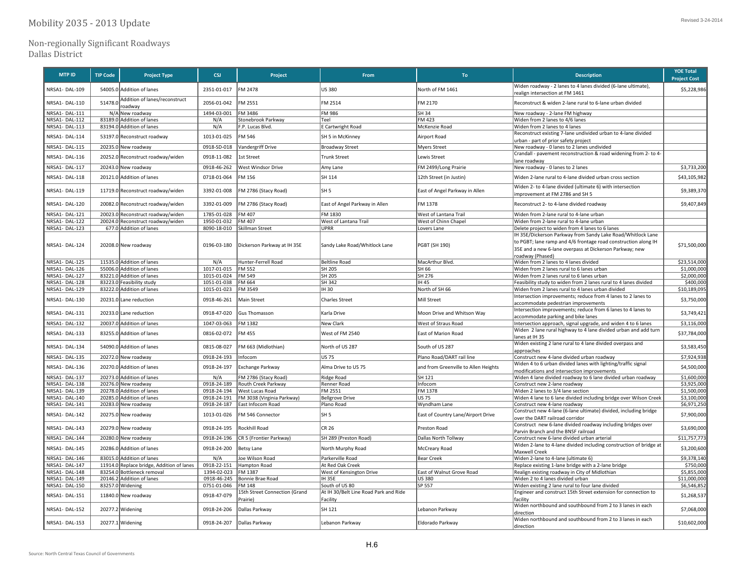# Mobility 2035 - 2013 Update

## Non-regionally Significant Roadways
## Dallas District

Revised 3-24-2014

| MTP ID | TIP Code | Project Type | CSJ | Project | From | To | Description | YOE Total Project Cost |
|---|---|---|---|---|---|---|---|---|
| NRSA1- DAL-109 | 54005.0 | Addition of lanes | 2351-01-017 | FM 2478 | US 380 | North of FM 1461 | Widen roadway - 2 lanes to 4 lanes divided (6-lane ultimate), realign intersection at FM 1461 | $5,228,986 |
| NRSA1- DAL-110 | 51478.0 | Addition of lanes/reconstruct roadway | 2056-01-042 | FM 2551 | FM 2514 | FM 2170 | Reconstruct & widen 2-lane rural to 6-lane urban divided | |
| NRSA1- DAL-111 | N/A | New roadway | 1494-03-001 | FM 3486 | FM 986 | SH 34 | New roadway - 2-lane FM highway | |
| NRSA1- DAL-112 | 83189.0 | Addition of lanes | N/A | Stonebrook Parkway | Teel | FM 423 | Widen from 2 lanes to 4/6 lanes | |
| NRSA1- DAL-113 | 83194.0 | Addition of lanes | N/A | F.P. Lucas Blvd. | E Cartwright Road | McKenzie Road | Widen from 2 lanes to 4 lanes | |
| NRSA1- DAL-114 | 53197.0 | Reconstruct roadway | 1013-01-025 | FM 546 | SH 5 in McKinney | Airport Road | Reconstruct existing 7-lane undivided urban to 4-lane divided urban - part of prior safety project | |
| NRSA1- DAL-115 | 20235.0 | New roadway | 0918-SD-018 | Vandergriff Drive | Broadway Street | Myers Street | New roadway - 0 lanes to 2 lanes undivided | |
| NRSA1- DAL-116 | 20252.0 | Reconstruct roadway/widen | 0918-11-082 | 1st Street | Trunk Street | Lewis Street | Crandall - pavement reconstruction & road widening from 2- to 4-lane roadway | |
| NRSA1- DAL-117 | 20243.0 | New roadway | 0918-46-262 | West Windsor Drive | Amy Lane | FM 2499/Long Prairie | New roadway - 0 lanes to 2 lanes | $3,733,200 |
| NRSA1- DAL-118 | 20121.0 | Addition of lanes | 0718-01-064 | FM 156 | SH 114 | 12th Street (in Justin) | Widen 2-lane rural to 4-lane divided urban cross section | $43,105,982 |
| NRSA1- DAL-119 | 11719.0 | Reconstruct roadway/widen | 3392-01-008 | FM 2786 (Stacy Road) | SH 5 | East of Angel Parkway in Allen | Widen 2- to 4-lane divided (ultimate 6) with intersection improvement at FM 2786 and SH 5 | $9,389,370 |
| NRSA1- DAL-120 | 20082.0 | Reconstruct roadway/widen | 3392-01-009 | FM 2786 (Stacy Road) | East of Angel Parkway in Allen | FM 1378 | Reconstruct 2- to 4-lane divided roadway | $9,407,849 |
| NRSA1- DAL-121 | 20023.0 | Reconstruct roadway/widen | 1785-01-028 | FM 407 | FM 1830 | West of Lantana Trail | Widen from 2-lane rural to 4-lane urban | |
| NRSA1- DAL-122 | 20024.0 | Reconstruct roadway/widen | 1950-01-032 | FM 407 | West of Lantana Trail | West of Chinn Chapel | Widen from 2-lane rural to 4-lane urban | |
| NRSA1- DAL-123 | 677.0 | Addition of lanes | 8090-18-010 | Skillman Street | UPRR | Lovers Lane | Delete project to widen from 4 lanes to 6 lanes | |
| NRSA1- DAL-124 | 20208.0 | New roadway | 0196-03-180 | Dickerson Parkway at IH 35E | Sandy Lake Road/Whitlock Lane | PGBT (SH 190) | IH 35E/Dickerson Parkway from Sandy Lake Road/Whitlock Lane to PGBT; lane ramp and 4/6 frontage road construction along IH 35E and a new 6-lane overpass at Dickerson Parkway; new roadway (Phased) | $71,500,000 |
| NRSA1- DAL-125 | 11535.0 | Addition of lanes | N/A | Hunter-Ferrell Road | Beltline Road | MacArthur Blvd. | Widen from 2 lanes to 4 lanes divided | $23,514,000 |
| NRSA1- DAL-126 | 55006.0 | Addition of lanes | 1017-01-015 | FM 552 | SH 205 | SH 66 | Widen from 2 lanes rural to 6 lanes urban | $1,000,000 |
| NRSA1- DAL-127 | 83221.0 | Addition of lanes | 1015-01-024 | FM 549 | SH 205 | SH 276 | Widen from 2 lanes rural to 6 lanes urban | $2,000,000 |
| NRSA1- DAL-128 | 83223.0 | Feasibility study | 1051-01-038 | FM 664 | SH 342 | IH 45 | Feasibility study to widen from 2 lanes rural to 4 lanes divided | $400,000 |
| NRSA1- DAL-129 | 83222.0 | Addition of lanes | 1015-01-023 | FM 3549 | IH 30 | North of SH 66 | Widen from 2 lanes rural to 4 lanes urban divided | $10,189,095 |
| NRSA1- DAL-130 | 20231.0 | Lane reduction | 0918-46-261 | Main Street | Charles Street | Mill Street | Intersection improvements; reduce from 4 lanes to 2 lanes to accommodate pedestrian improvements | $3,750,000 |
| NRSA1- DAL-131 | 20233.0 | Lane reduction | 0918-47-020 | Gus Thomasson | Karla Drive | Moon Drive and Whitson Way | Intersection improvements; reduce from 6 lanes to 4 lanes to accommodate parking and bike lanes | $3,749,421 |
| NRSA1- DAL-132 | 20037.0 | Addition of lanes | 1047-03-063 | FM 1382 | New Clark | West of Straus Road | Intersection approach, signal upgrade, and widen 4 to 6 lanes | $3,116,000 |
| NRSA1- DAL-133 | 83255.0 | Addition of lanes | 0816-02-072 | FM 455 | West of FM 2540 | East of Marion Road | Widen 2 lane rural highway to 4 lane divided urban and add turn lanes at IH 35 | $37,784,000 |
| NRSA1- DAL-134 | 54090.0 | Addition of lanes | 0815-08-027 | FM 663 (Midlothian) | North of US 287 | South of US 287 | Widen existing 2 lane rural to 4 lane divided overpass and approaches | $3,583,450 |
| NRSA1- DAL-135 | 20272.0 | New roadway | 0918-24-193 | Infocom | US 75 | Plano Road/DART rail line | Construct new 4-lane divided urban roadway | $7,924,938 |
| NRSA1- DAL-136 | 20270.0 | Addition of lanes | 0918-24-197 | Exchange Parkway | Alma Drive to US 75 | and from Greenville to Allen Heights | Widen 4 to 6 lane divided lanes with lighting/traffic signal modifications and intersection improvements | $4,500,000 |
| NRSA1- DAL-137 | 20273.0 | Addition of lanes | N/A | FM 2786 (Stacy Road) | Ridge Road | SH 121 | Widen 4 lane divided roadway to 6 lane divided urban roadway | $1,600,000 |
| NRSA1- DAL-138 | 20276.0 | New roadway | 0918-24-189 | Routh Creek Parkway | Renner Road | Infocom | Construct new 2-lane roadway | $3,925,000 |
| NRSA1- DAL-139 | 20278.0 | Addition of lanes | 0918-24-194 | West Lucas Road | FM 2551 | FM 1378 | Widen 2 lanes to 3/4 lane section | $1,500,000 |
| NRSA1- DAL-140 | 20285.0 | Addition of lanes | 0918-24-191 | FM 3038 (Virginia Parkway) | Bellgrove Drive | US 75 | Widen 4 lane to 6 lane divided including bridge over Wilson Creek | $3,100,000 |
| NRSA1- DAL-141 | 20283.0 | New roadway | 0918-24-187 | East Infocom Road | Plano Road | Wyndham Lane | Construct new 4-lane roadway | $6,971,250 |
| NRSA1- DAL-142 | 20275.0 | New roadway | 1013-01-026 | FM 546 Connector | SH 5 | East of Country Lane/Airport Drive | Construct new 4-lane (6-lane ultimate) divided, including bridge over the DART railroad corridor | $7,900,000 |
| NRSA1- DAL-143 | 20279.0 | New roadway | 0918-24-195 | Rockhill Road | CR 26 | Preston Road | Construct new 6-lane divided roadway including bridges over Parvin Branch and the BNSF railroad | $3,690,000 |
| NRSA1- DAL-144 | 20280.0 | New roadway | 0918-24-196 | CR 5 (Frontier Parkway) | SH 289 (Preston Road) | Dallas North Tollway | Construct new 6-lane divided urban arterial | $11,757,773 |
| NRSA1- DAL-145 | 20286.0 | Addition of lanes | 0918-24-200 | Betsy Lane | North Murphy Road | McCreary Road | Widen 2-lane to 4-lane divided including construction of bridge at Maxwell Creek | $3,200,600 |
| NRSA1- DAL-146 | 83015.0 | Addition of lanes | N/A | Joe Wilson Road | Parkerville Road | Bear Creek | Widen 2-lane to 4-lane (ultimate 6) | $9,378,140 |
| NRSA1- DAL-147 | 11914.0 | Replace bridge, Addition of lanes | 0918-22-151 | Hampton Road | At Red Oak Creek | | Replace existing 1-lane bridge with a 2-lane bridge | $750,000 |
| NRSA1- DAL-148 | 83254.0 | Bottleneck removal | 1394-02-023 | FM 1387 | West of Kensington Drive | East of Walnut Grove Road | Realign existing roadway in City of Midlothian | $5,855,000 |
| NRSA1- DAL-149 | 20146.2 | Addition of lanes | 0918-46-245 | Bonnie Brae Road | IH 35E | US 380 | Widen 2 to 4 lanes divided urban | $11,000,000 |
| NRSA1- DAL-150 | 83257.0 | Widening | 0751-01-046 | FM 148 | South of US 80 | SP 557 | Widen existing 2 lane rural to four lane divided | $6,546,852 |
| NRSA1- DAL-151 | 11840.0 | New roadway | 0918-47-079 | 15th Street Connection (Grand Prairie) | At IH 30/Belt Line Road Park and Ride Facility | | Engineer and construct 15th Street extension for connection to facility | $1,268,537 |
| NRSA1- DAL-152 | 20277.2 | Widening | 0918-24-206 | Dallas Parkway | SH 121 | Lebanon Parkway | Widen northbound and southbound from 2 to 3 lanes in each direction | $7,068,000 |
| NRSA1- DAL-153 | 20277.1 | Widening | 0918-24-207 | Dallas Parkway | Lebanon Parkway | Eldorado Parkway | Widen northbound and southbound from 2 to 3 lanes in each direction | $10,602,000 |

Source: North Central Texas Council of Governments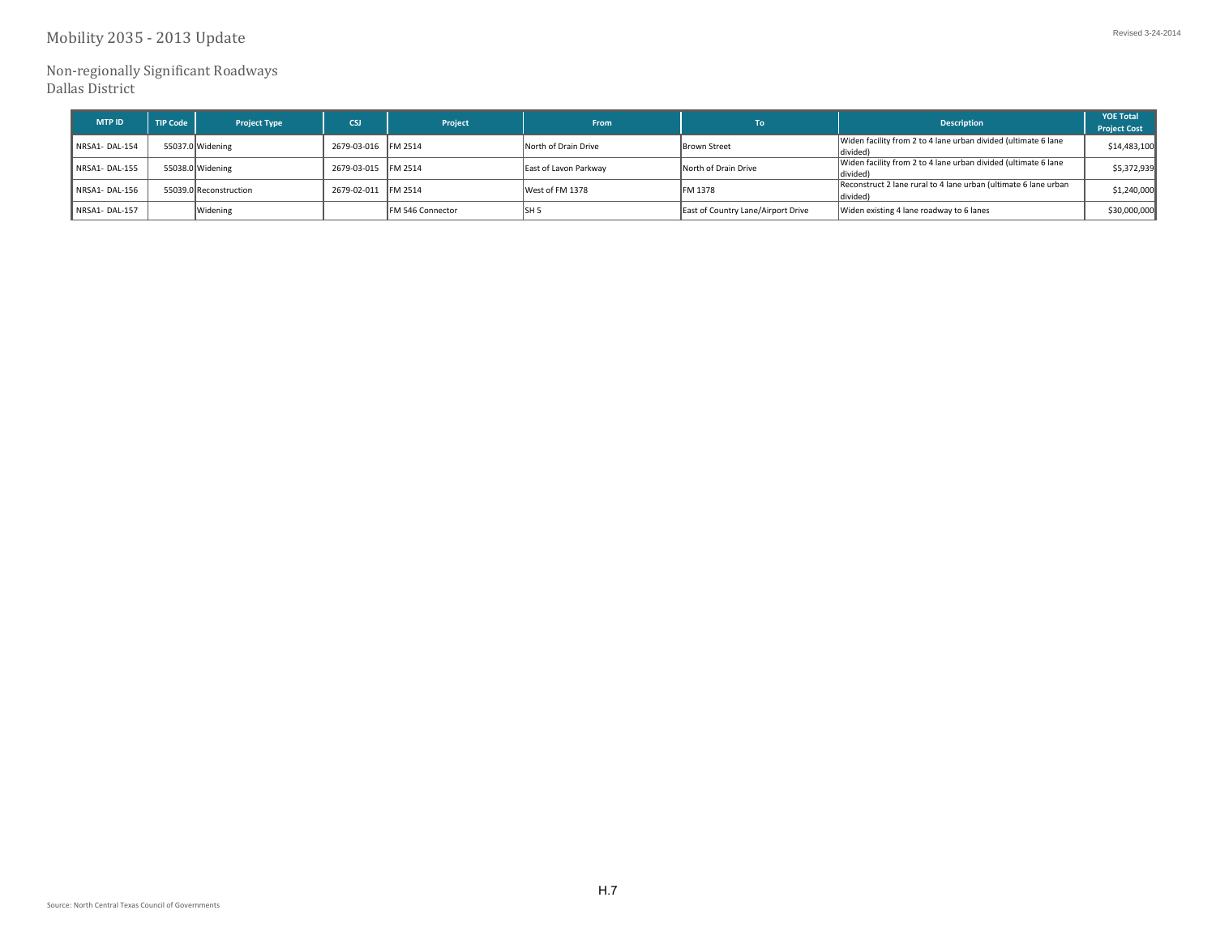# Mobility 2035 - 2013 Update

Revised 3-24-2014

## Non-regionally Significant Roadways
## Dallas District

| MTP ID | TIP Code | Project Type | CSJ | Project | From | To | Description | YOE Total Project Cost |
|---|---|---|---|---|---|---|---|---|
| NRSA1- DAL-154 | 55037.0 | Widening | 2679-03-016 | FM 2514 | North of Drain Drive | Brown Street | Widen facility from 2 to 4 lane urban divided (ultimate 6 lane divided) | $14,483,100 |
| NRSA1- DAL-155 | 55038.0 | Widening | 2679-03-015 | FM 2514 | East of Lavon Parkway | North of Drain Drive | Widen facility from 2 to 4 lane urban divided (ultimate 6 lane divided) | $5,372,939 |
| NRSA1- DAL-156 | 55039.0 | Reconstruction | 2679-02-011 | FM 2514 | West of FM 1378 | FM 1378 | Reconstruct 2 lane rural to 4 lane urban (ultimate 6 lane urban divided) | $1,240,000 |
| NRSA1- DAL-157 | | Widening | | FM 546 Connector | SH 5 | East of Country Lane/Airport Drive | Widen existing 4 lane roadway to 6 lanes | $30,000,000 |

Source: North Central Texas Council of Governments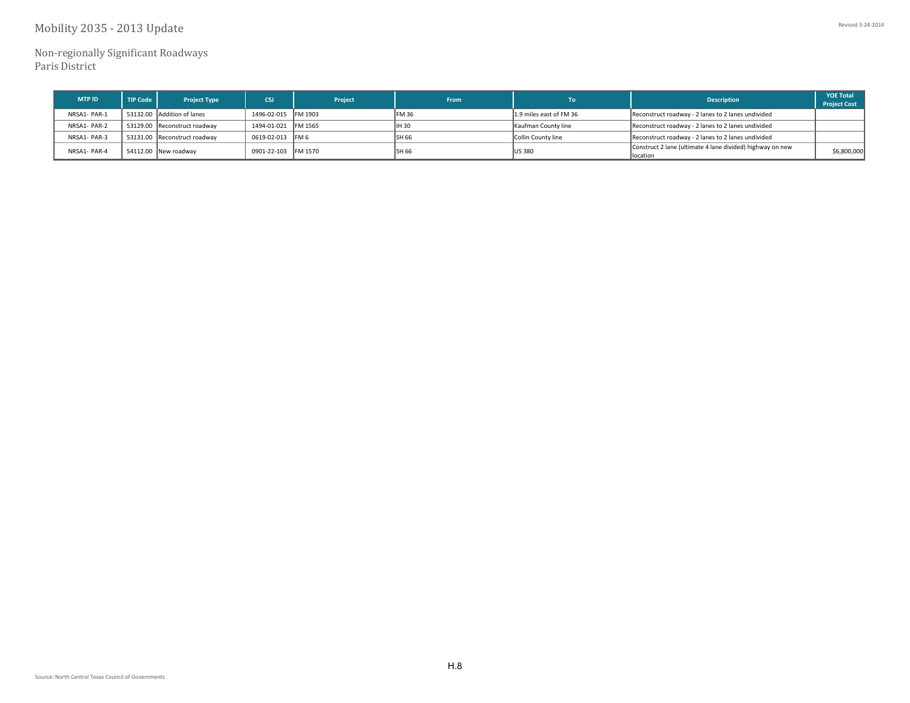# Mobility 2035 - 2013 Update

Revised 3-24-2014

## Non-regionally Significant Roadways
## Paris District

| MTP ID | TIP Code | Project Type | CSJ | Project | From | To | Description | YOE Total Project Cost |
|---|---|---|---|---|---|---|---|---|
| NRSA1- PAR-1 | 53132.00 | Addition of lanes | 1496-02-015 | FM 1903 | FM 36 | 1.9 miles east of FM 36 | Reconstruct roadway - 2 lanes to 2 lanes undivided | |
| NRSA1- PAR-2 | 53129.00 | Reconstruct roadway | 1494-01-021 | FM 1565 | IH 30 | Kaufman County line | Reconstruct roadway - 2 lanes to 2 lanes undivided | |
| NRSA1- PAR-3 | 53131.00 | Reconstruct roadway | 0619-02-013 | FM 6 | SH 66 | Collin County line | Reconstruct roadway - 2 lanes to 2 lanes undivided | |
| NRSA1- PAR-4 | 54112.00 | New roadway | 0901-22-103 | FM 1570 | SH 66 | US 380 | Construct 2 lane (ultimate 4 lane divided) highway on new location | $6,800,000 |

Source: North Central Texas Council of Governments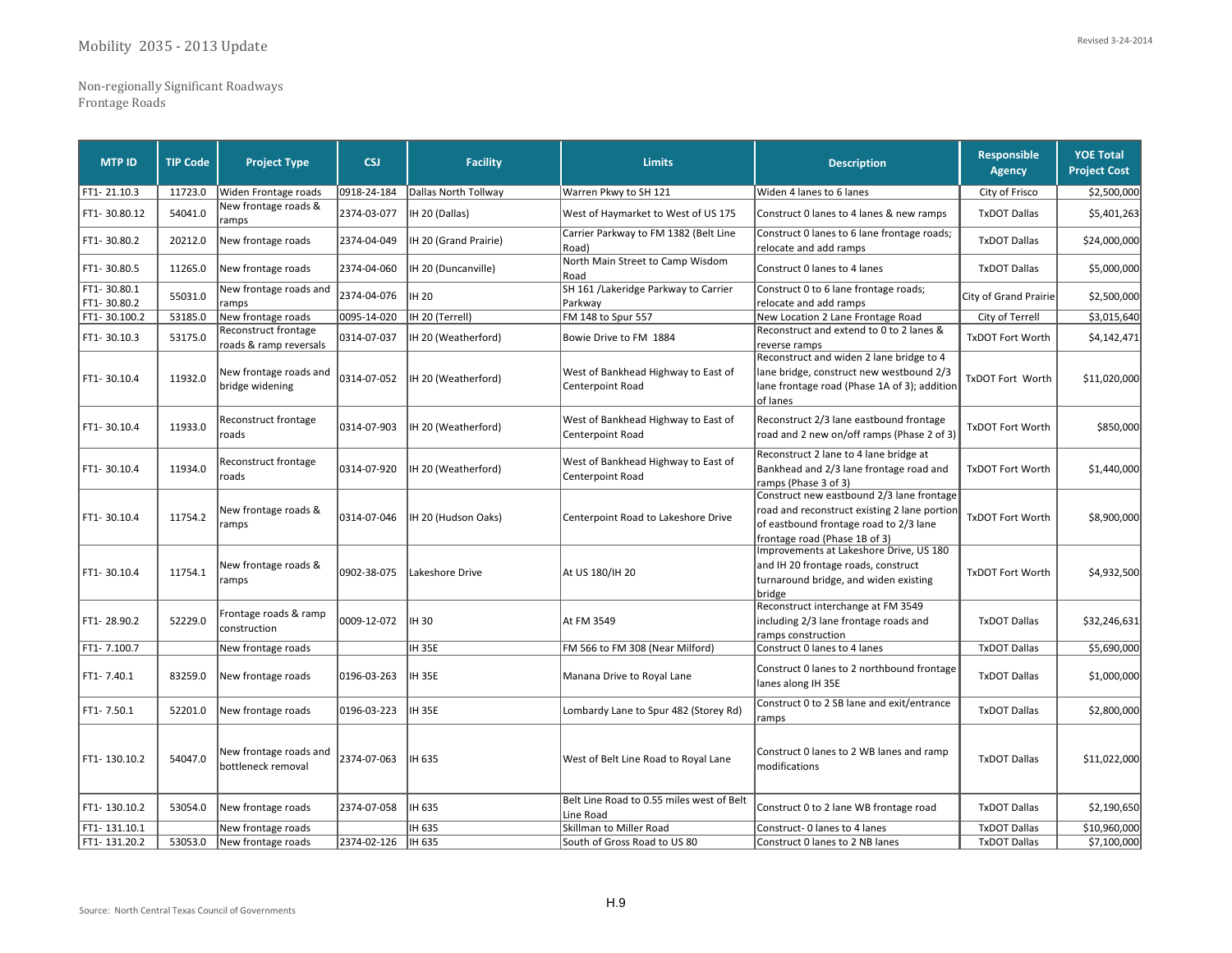# Mobility 2035 - 2013 Update

Revised 3-24-2014

## Non-regionally Significant Roadways
### Frontage Roads

| MTP ID | TIP Code | Project Type | CSJ | Facility | Limits | Description | Responsible Agency | YOE Total Project Cost |
|---|---|---|---|---|---|---|---|---|
| FT1- 21.10.3 | 11723.0 | Widen Frontage roads | 0918-24-184 | Dallas North Tollway | Warren Pkwy to SH 121 | Widen 4 lanes to 6 lanes | City of Frisco | $2,500,000 |
| FT1- 30.80.12 | 54041.0 | New frontage roads & ramps | 2374-03-077 | IH 20 (Dallas) | West of Haymarket to West of US 175 | Construct 0 lanes to 4 lanes & new ramps | TxDOT Dallas | $5,401,263 |
| FT1- 30.80.2 | 20212.0 | New frontage roads | 2374-04-049 | IH 20 (Grand Prairie) | Carrier Parkway to FM 1382 (Belt Line Road) | Construct 0 lanes to 6 lane frontage roads; relocate and add ramps | TxDOT Dallas | $24,000,000 |
| FT1- 30.80.5 | 11265.0 | New frontage roads | 2374-04-060 | IH 20 (Duncanville) | North Main Street to Camp Wisdom Road | Construct 0 lanes to 4 lanes | TxDOT Dallas | $5,000,000 |
| FT1- 30.80.1 FT1- 30.80.2 | 55031.0 | New frontage roads and ramps | 2374-04-076 | IH 20 | SH 161 /Lakeridge Parkway to Carrier Parkway | Construct 0 to 6 lane frontage roads; relocate and add ramps | City of Grand Prairie | $2,500,000 |
| FT1- 30.100.2 | 53185.0 | New frontage roads | 0095-14-020 | IH 20 (Terrell) | FM 148 to Spur 557 | New Location 2 Lane Frontage Road | City of Terrell | $3,015,640 |
| FT1- 30.10.3 | 53175.0 | Reconstruct frontage roads & ramp reversals | 0314-07-037 | IH 20 (Weatherford) | Bowie Drive to FM 1884 | Reconstruct and extend to 0 to 2 lanes & reverse ramps | TxDOT Fort Worth | $4,142,471 |
| FT1- 30.10.4 | 11932.0 | New frontage roads and bridge widening | 0314-07-052 | IH 20 (Weatherford) | West of Bankhead Highway to East of Centerpoint Road | Reconstruct and widen 2 lane bridge to 4 lane bridge, construct new westbound 2/3 lane frontage road (Phase 1A of 3); addition of lanes | TxDOT Fort Worth | $11,020,000 |
| FT1- 30.10.4 | 11933.0 | Reconstruct frontage roads | 0314-07-903 | IH 20 (Weatherford) | West of Bankhead Highway to East of Centerpoint Road | Reconstruct 2/3 lane eastbound frontage road and 2 new on/off ramps (Phase 2 of 3) | TxDOT Fort Worth | $850,000 |
| FT1- 30.10.4 | 11934.0 | Reconstruct frontage roads | 0314-07-920 | IH 20 (Weatherford) | West of Bankhead Highway to East of Centerpoint Road | Reconstruct 2 lane to 4 lane bridge at Bankhead and 2/3 lane frontage road and ramps (Phase 3 of 3) | TxDOT Fort Worth | $1,440,000 |
| FT1- 30.10.4 | 11754.2 | New frontage roads & ramps | 0314-07-046 | IH 20 (Hudson Oaks) | Centerpoint Road to Lakeshore Drive | Construct new eastbound 2/3 lane frontage road and reconstruct existing 2 lane portion of eastbound frontage road to 2/3 lane frontage road (Phase 1B of 3) | TxDOT Fort Worth | $8,900,000 |
| FT1- 30.10.4 | 11754.1 | New frontage roads & ramps | 0902-38-075 | Lakeshore Drive | At US 180/IH 20 | Improvements at Lakeshore Drive, US 180 and IH 20 frontage roads, construct turnaround bridge, and widen existing bridge | TxDOT Fort Worth | $4,932,500 |
| FT1- 28.90.2 | 52229.0 | Frontage roads & ramp construction | 0009-12-072 | IH 30 | At FM 3549 | Reconstruct interchange at FM 3549 including 2/3 lane frontage roads and ramps construction | TxDOT Dallas | $32,246,631 |
| FT1- 7.100.7 | | New frontage roads | | IH 35E | FM 566 to FM 308 (Near Milford) | Construct 0 lanes to 4 lanes | TxDOT Dallas | $5,690,000 |
| FT1- 7.40.1 | 83259.0 | New frontage roads | 0196-03-263 | IH 35E | Manana Drive to Royal Lane | Construct 0 lanes to 2 northbound frontage lanes along IH 35E | TxDOT Dallas | $1,000,000 |
| FT1- 7.50.1 | 52201.0 | New frontage roads | 0196-03-223 | IH 35E | Lombardy Lane to Spur 482 (Storey Rd) | Construct 0 to 2 SB lane and exit/entrance ramps | TxDOT Dallas | $2,800,000 |
| FT1- 130.10.2 | 54047.0 | New frontage roads and bottleneck removal | 2374-07-063 | IH 635 | West of Belt Line Road to Royal Lane | Construct 0 lanes to 2 WB lanes and ramp modifications | TxDOT Dallas | $11,022,000 |
| FT1- 130.10.2 | 53054.0 | New frontage roads | 2374-07-058 | IH 635 | Belt Line Road to 0.55 miles west of Belt Line Road | Construct 0 to 2 lane WB frontage road | TxDOT Dallas | $2,190,650 |
| FT1- 131.10.1 | | New frontage roads | | IH 635 | Skillman to Miller Road | Construct- 0 lanes to 4 lanes | TxDOT Dallas | $10,960,000 |
| FT1- 131.20.2 | 53053.0 | New frontage roads | 2374-02-126 | IH 635 | South of Gross Road to US 80 | Construct 0 lanes to 2 NB lanes | TxDOT Dallas | $7,100,000 |

H.9

Source: North Central Texas Council of Governments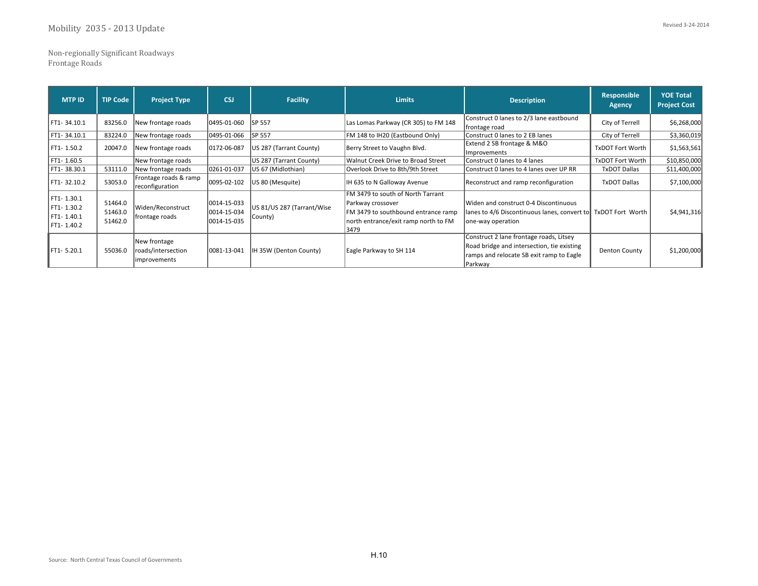Mobility 2035 - 2013 Update

Revised 3-24-2014

Non-regionally Significant Roadways
Frontage Roads

| MTP ID | TIP Code | Project Type | CSJ | Facility | Limits | Description | Responsible Agency | YOE Total Project Cost |
|---|---|---|---|---|---|---|---|---|
| FT1- 34.10.1 | 83256.0 | New frontage roads | 0495-01-060 | SP 557 | Las Lomas Parkway (CR 305) to FM 148 | Construct 0 lanes to 2/3 lane eastbound frontage road | City of Terrell | $6,268,000 |
| FT1- 34.10.1 | 83224.0 | New frontage roads | 0495-01-066 | SP 557 | FM 148 to IH20 (Eastbound Only) | Construct 0 lanes to 2 EB lanes | City of Terrell | $3,360,019 |
| FT1- 1.50.2 | 20047.0 | New frontage roads | 0172-06-087 | US 287 (Tarrant County) | Berry Street to Vaughn Blvd. | Extend 2 SB frontage & M&O Improvements | TxDOT Fort Worth | $1,563,561 |
| FT1- 1.60.5 | | New frontage roads | | US 287 (Tarrant County) | Walnut Creek Drive to Broad Street | Construct 0 lanes to 4 lanes | TxDOT Fort Worth | $10,850,000 |
| FT1- 38.30.1 | 53111.0 | New frontage roads | 0261-01-037 | US 67 (Midlothian) | Overlook Drive to 8th/9th Street | Construct 0 lanes to 4 lanes over UP RR | TxDOT Dallas | $11,400,000 |
| FT1- 32.10.2 | 53053.0 | Frontage roads & ramp reconfiguration | 0095-02-102 | US 80 (Mesquite) | IH 635 to N Galloway Avenue | Reconstruct and ramp reconfiguration | TxDOT Dallas | $7,100,000 |
| FT1- 1.30.1<br>FT1- 1.30.2<br>FT1- 1.40.1<br>FT1- 1.40.2 | 51464.0<br>51463.0<br>51462.0 | Widen/Reconstruct frontage roads | 0014-15-033<br>0014-15-034<br>0014-15-035 | US 81/US 287 (Tarrant/Wise County) | FM 3479 to south of North Tarrant Parkway crossover<br>FM 3479 to southbound entrance ramp north entrance/exit ramp north to FM 3479 | Widen and construct 0-4 Discontinuous lanes to 4/6 Discontinuous lanes, convert to one-way operation | TxDOT Fort Worth | $4,941,316 |
| FT1- 5.20.1 | 55036.0 | New frontage roads/intersection improvements | 0081-13-041 | IH 35W (Denton County) | Eagle Parkway to SH 114 | Construct 2 lane frontage roads, Litsey Road bridge and intersection, tie existing ramps and relocate SB exit ramp to Eagle Parkway | Denton County | $1,200,000 |

Source: North Central Texas Council of Governments